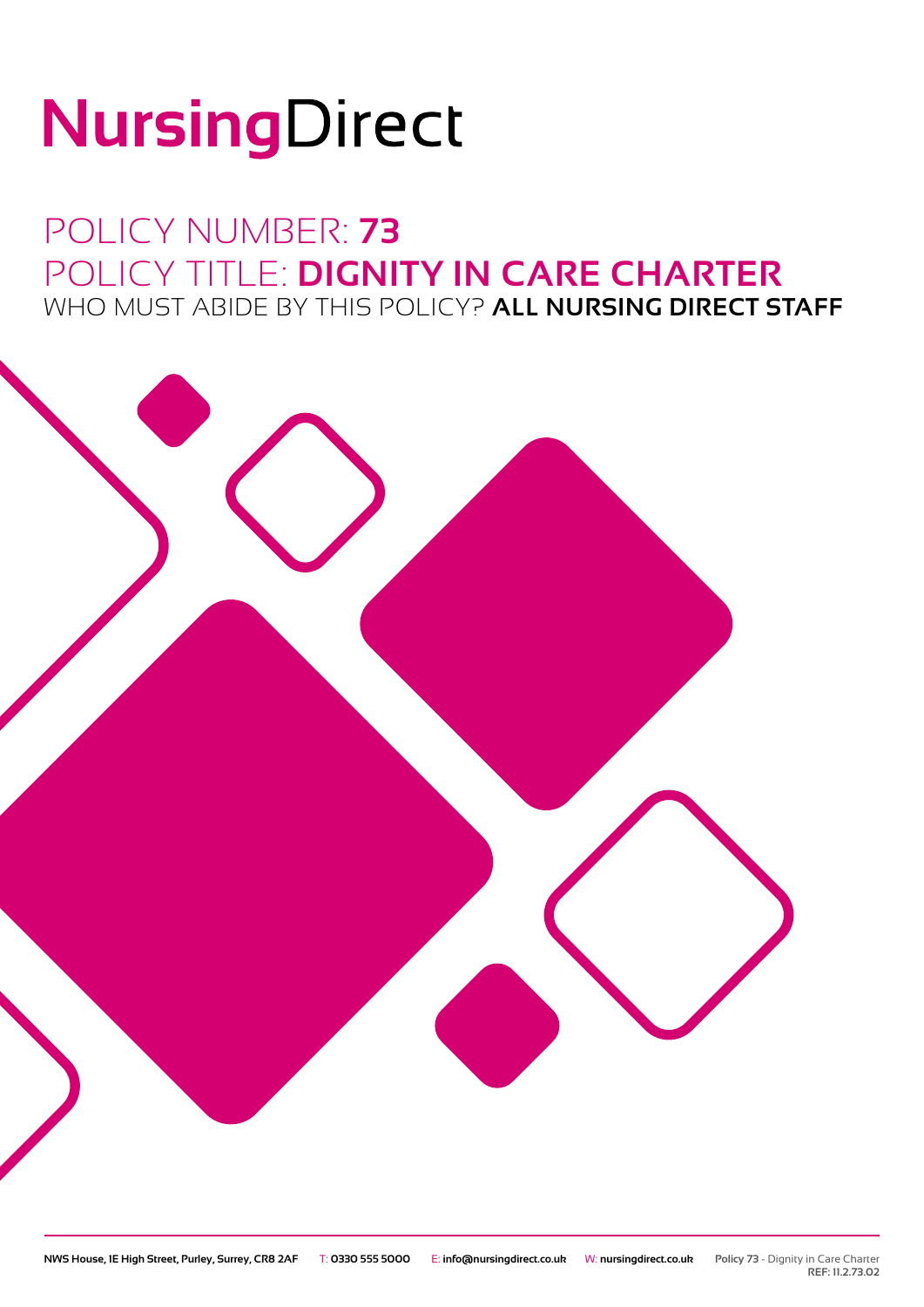# NursingDirect

## POLICY NUMBER: **73**
## POLICY TITLE: **DIGNITY IN CARE CHARTER**
### WHO MUST ABIDE BY THIS POLICY? **ALL NURSING DIRECT STAFF**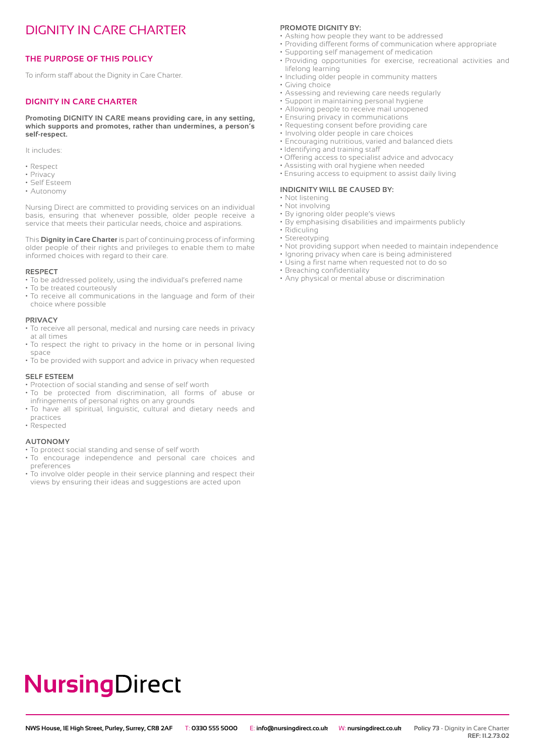# DIGNITY IN CARE CHARTER

## THE PURPOSE OF THIS POLICY

To inform staff about the Dignity in Care Charter.

## DIGNITY IN CARE CHARTER

**Promoting DIGNITY IN CARE means providing care, in any setting, which supports and promotes, rather than undermines, a person's self-respect.**

It includes:

- Respect
- Privacy
- Self Esteem
- Autonomy

Nursing Direct are committed to providing services on an individual basis, ensuring that whenever possible, older people receive a service that meets their particular needs, choice and aspirations.

This **Dignity in Care Charter** is part of continuing process of informing older people of their rights and privileges to enable them to make informed choices with regard to their care.

### RESPECT

- To be addressed politely, using the individual's preferred name
- To be treated courteously
- To receive all communications in the language and form of their choice where possible

### PRIVACY

- To receive all personal, medical and nursing care needs in privacy at all times
- To respect the right to privacy in the home or in personal living space
- To be provided with support and advice in privacy when requested

### SELF ESTEEM

- Protection of social standing and sense of self worth
- To be protected from discrimination, all forms of abuse or infringements of personal rights on any grounds
- To have all spiritual, linguistic, cultural and dietary needs and practices
- Respected

### AUTONOMY

- To protect social standing and sense of self worth
- To encourage independence and personal care choices and preferences
- To involve older people in their service planning and respect their views by ensuring their ideas and suggestions are acted upon

### PROMOTE DIGNITY BY:

- Asking how people they want to be addressed
- Providing different forms of communication where appropriate
- Supporting self management of medication
- Providing opportunities for exercise, recreational activities and lifelong learning
- Including older people in community matters
- Giving choice
- Assessing and reviewing care needs regularly
- Support in maintaining personal hygiene
- Allowing people to receive mail unopened
- Ensuring privacy in communications
- Requesting consent before providing care
- Involving older people in care choices
- Encouraging nutritious, varied and balanced diets
- Identifying and training staff
- Offering access to specialist advice and advocacy
- Assisting with oral hygiene when needed
- Ensuring access to equipment to assist daily living

### INDIGNITY WILL BE CAUSED BY:

- Not listening
- Not involving
- By ignoring older people's views
- By emphasising disabilities and impairments publicly
- Ridiculing
- Stereotyping
- Not providing support when needed to maintain independence
- Ignoring privacy when care is being administered
- Using a first name when requested not to do so
- Breaching confidentiality
- Any physical or mental abuse or discrimination

**Nursing**Direct

**NWS House, 1E High Street, Purley, Surrey, CR8 2AF** T: **0330 555 5000** E: **info@nursingdirect.co.uk** W: **nursingdirect.co.uk** **Policy 73** - Dignity in Care Charter **REF: 11.2.73.02**